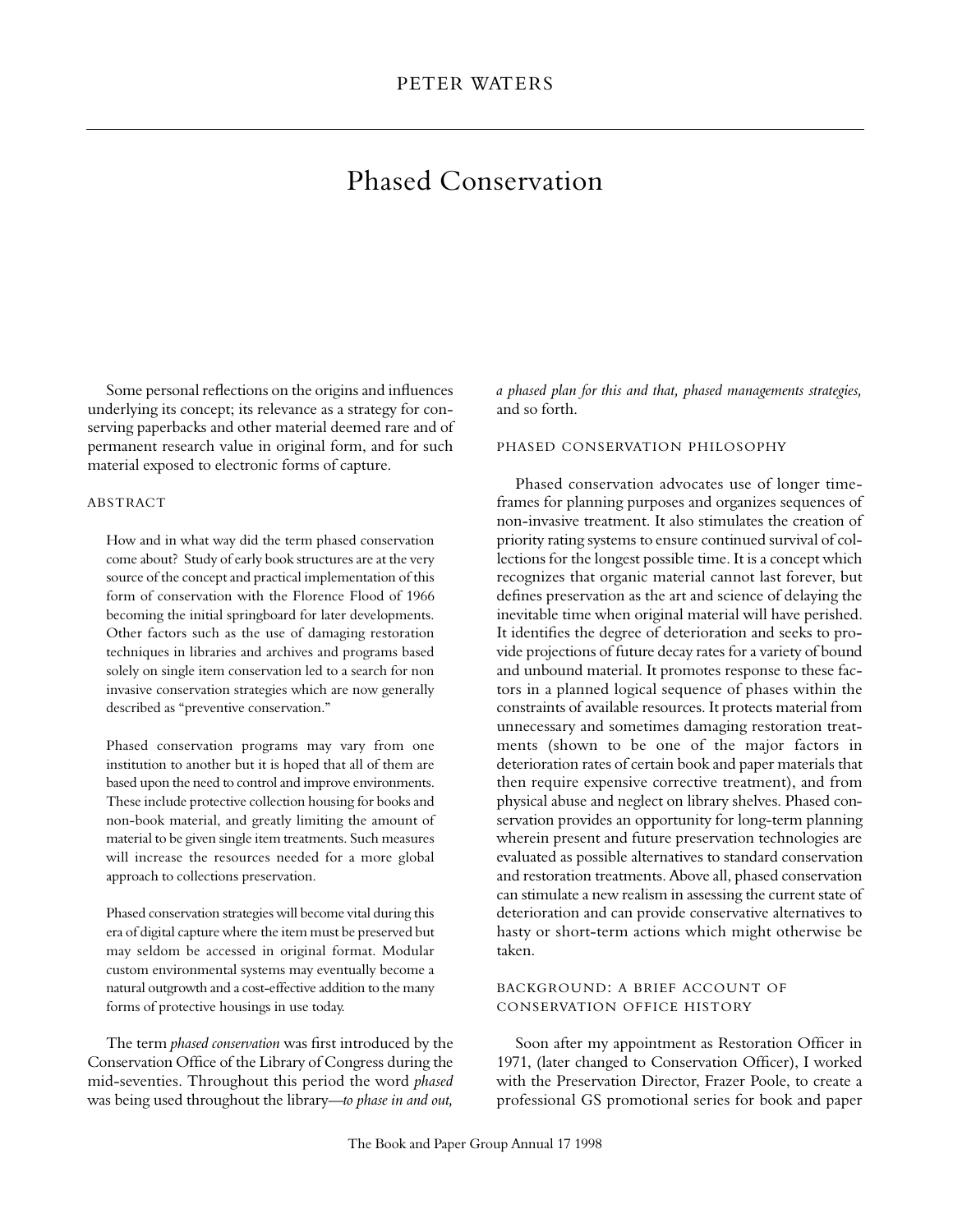PETER WATERS

# Phased Conservation

Some personal reflections on the origins and influences underlying its concept; its relevance as a strategy for conserving paperbacks and other material deemed rare and of permanent research value in original form, and for such material exposed to electronic forms of capture.

## ABSTRACT

How and in what way did the term phased conservation come about? Study of early book structures are at the very source of the concept and practical implementation of this form of conservation with the Florence Flood of 1966 becoming the initial springboard for later developments. Other factors such as the use of damaging restoration techniques in libraries and archives and programs based solely on single item conservation led to a search for non invasive conservation strategies which are now generally described as "preventive conservation."

Phased conservation programs may vary from one institution to another but it is hoped that all of them are based upon the need to control and improve environments. These include protective collection housing for books and non-book material, and greatly limiting the amount of material to be given single item treatments. Such measures will increase the resources needed for a more global approach to collections preservation.

Phased conservation strategies will become vital during this era of digital capture where the item must be preserved but may seldom be accessed in original format. Modular custom environmental systems may eventually become a natural outgrowth and a cost-effective addition to the many forms of protective housings in use today.

The term *phased conservation* was first introduced by the Conservation Office of the Library of Congress during the mid-seventies. Throughout this period the word *phased* was being used throughout the library—*to phase in and out, a phased plan for this and that, phased managements strategies,* and so forth.

## PHASED CONSERVATION PHILOSOPHY

Phased conservation advocates use of longer time-frames for planning purposes and organizes sequences of non-invasive treatment. It also stimulates the creation of priority rating systems to ensure continued survival of collections for the longest possible time. It is a concept which recognizes that organic material cannot last forever, but defines preservation as the art and science of delaying the inevitable time when original material will have perished. It identifies the degree of deterioration and seeks to provide projections of future decay rates for a variety of bound and unbound material. It promotes response to these factors in a planned logical sequence of phases within the constraints of available resources. It protects material from unnecessary and sometimes damaging restoration treatments (shown to be one of the major factors in deterioration rates of certain book and paper materials that then require expensive corrective treatment), and from physical abuse and neglect on library shelves. Phased conservation provides an opportunity for long-term planning wherein present and future preservation technologies are evaluated as possible alternatives to standard conservation and restoration treatments. Above all, phased conservation can stimulate a new realism in assessing the current state of deterioration and can provide conservative alternatives to hasty or short-term actions which might otherwise be taken.

## BACKGROUND: A BRIEF ACCOUNT OF CONSERVATION OFFICE HISTORY

Soon after my appointment as Restoration Officer in 1971, (later changed to Conservation Officer), I worked with the Preservation Director, Frazer Poole, to create a professional GS promotional series for book and paper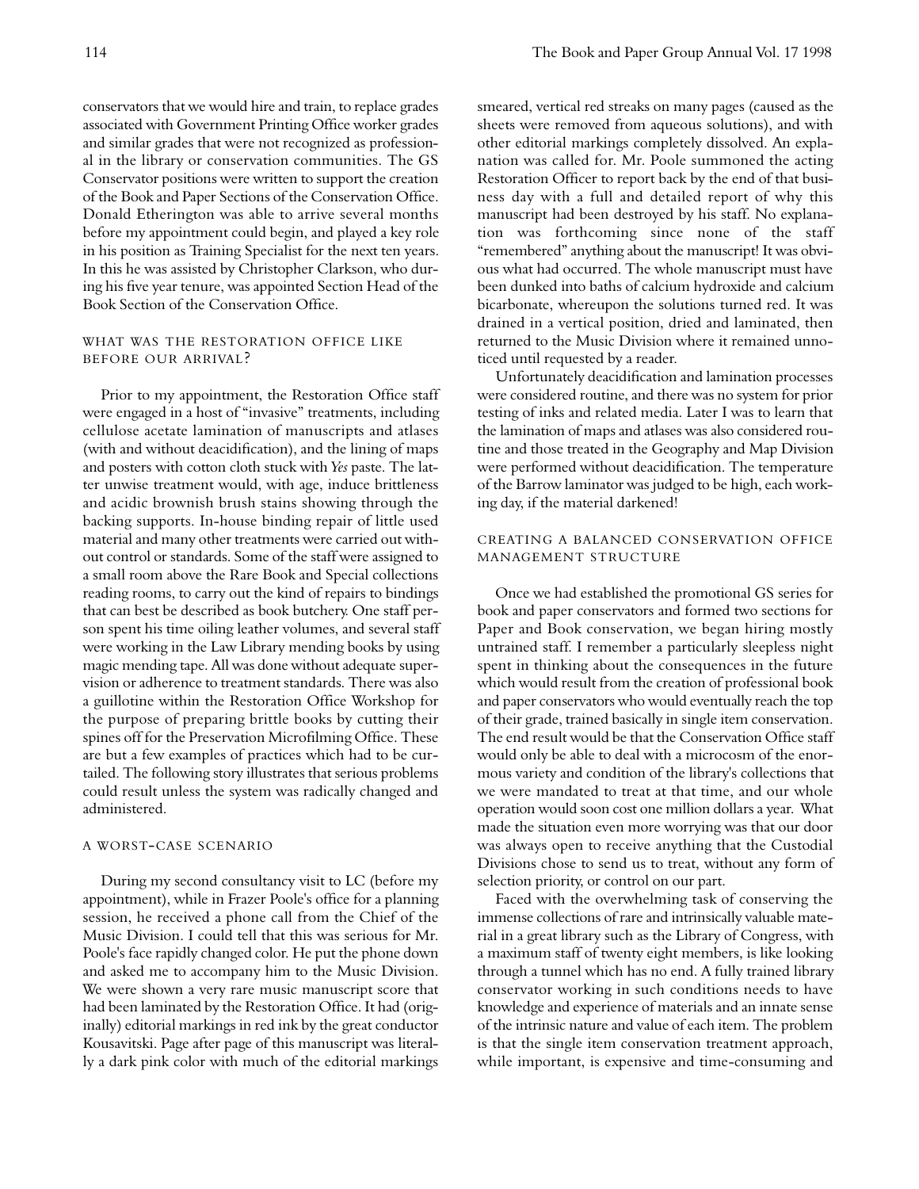conservators that we would hire and train, to replace grades associated with Government Printing Office worker grades and similar grades that were not recognized as professional in the library or conservation communities. The GS Conservator positions were written to support the creation of the Book and Paper Sections of the Conservation Office. Donald Etherington was able to arrive several months before my appointment could begin, and played a key role in his position as Training Specialist for the next ten years. In this he was assisted by Christopher Clarkson, who during his five year tenure, was appointed Section Head of the Book Section of the Conservation Office.

## WHAT WAS THE RESTORATION OFFICE LIKE BEFORE OUR ARRIVAL?

Prior to my appointment, the Restoration Office staff were engaged in a host of "invasive" treatments, including cellulose acetate lamination of manuscripts and atlases (with and without deacidification), and the lining of maps and posters with cotton cloth stuck with *Yes* paste. The latter unwise treatment would, with age, induce brittleness and acidic brownish brush stains showing through the backing supports. In-house binding repair of little used material and many other treatments were carried out without control or standards. Some of the staff were assigned to a small room above the Rare Book and Special collections reading rooms, to carry out the kind of repairs to bindings that can best be described as book butchery. One staff person spent his time oiling leather volumes, and several staff were working in the Law Library mending books by using magic mending tape. All was done without adequate supervision or adherence to treatment standards. There was also a guillotine within the Restoration Office Workshop for the purpose of preparing brittle books by cutting their spines off for the Preservation Microfilming Office. These are but a few examples of practices which had to be curtailed. The following story illustrates that serious problems could result unless the system was radically changed and administered.

## A WORST-CASE SCENARIO

During my second consultancy visit to LC (before my appointment), while in Frazer Poole's office for a planning session, he received a phone call from the Chief of the Music Division. I could tell that this was serious for Mr. Poole's face rapidly changed color. He put the phone down and asked me to accompany him to the Music Division. We were shown a very rare music manuscript score that had been laminated by the Restoration Office. It had (originally) editorial markings in red ink by the great conductor Kousavitski. Page after page of this manuscript was literally a dark pink color with much of the editorial markings smeared, vertical red streaks on many pages (caused as the sheets were removed from aqueous solutions), and with other editorial markings completely dissolved. An explanation was called for. Mr. Poole summoned the acting Restoration Officer to report back by the end of that business day with a full and detailed report of why this manuscript had been destroyed by his staff. No explanation was forthcoming since none of the staff "remembered" anything about the manuscript! It was obvious what had occurred. The whole manuscript must have been dunked into baths of calcium hydroxide and calcium bicarbonate, whereupon the solutions turned red. It was drained in a vertical position, dried and laminated, then returned to the Music Division where it remained unnoticed until requested by a reader.

Unfortunately deacidification and lamination processes were considered routine, and there was no system for prior testing of inks and related media. Later I was to learn that the lamination of maps and atlases was also considered routine and those treated in the Geography and Map Division were performed without deacidification. The temperature of the Barrow laminator was judged to be high, each working day, if the material darkened!

## CREATING A BALANCED CONSERVATION OFFICE MANAGEMENT STRUCTURE

Once we had established the promotional GS series for book and paper conservators and formed two sections for Paper and Book conservation, we began hiring mostly untrained staff. I remember a particularly sleepless night spent in thinking about the consequences in the future which would result from the creation of professional book and paper conservators who would eventually reach the top of their grade, trained basically in single item conservation. The end result would be that the Conservation Office staff would only be able to deal with a microcosm of the enormous variety and condition of the library's collections that we were mandated to treat at that time, and our whole operation would soon cost one million dollars a year. What made the situation even more worrying was that our door was always open to receive anything that the Custodial Divisions chose to send us to treat, without any form of selection priority, or control on our part.

Faced with the overwhelming task of conserving the immense collections of rare and intrinsically valuable material in a great library such as the Library of Congress, with a maximum staff of twenty eight members, is like looking through a tunnel which has no end. A fully trained library conservator working in such conditions needs to have knowledge and experience of materials and an innate sense of the intrinsic nature and value of each item. The problem is that the single item conservation treatment approach, while important, is expensive and time-consuming and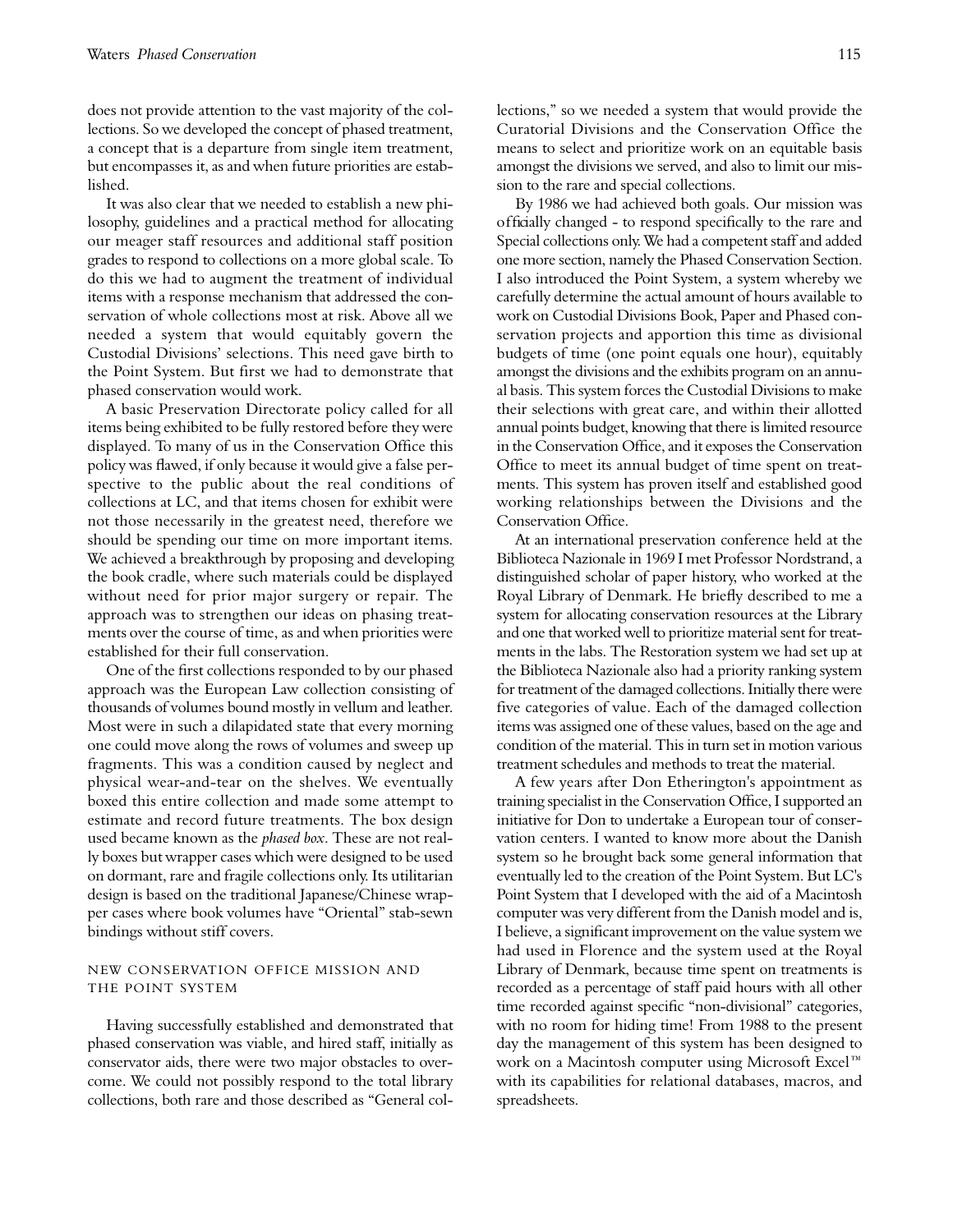does not provide attention to the vast majority of the collections. So we developed the concept of phased treatment, a concept that is a departure from single item treatment, but encompasses it, as and when future priorities are established.

It was also clear that we needed to establish a new philosophy, guidelines and a practical method for allocating our meager staff resources and additional staff position grades to respond to collections on a more global scale. To do this we had to augment the treatment of individual items with a response mechanism that addressed the conservation of whole collections most at risk. Above all we needed a system that would equitably govern the Custodial Divisions' selections. This need gave birth to the Point System. But first we had to demonstrate that phased conservation would work.

A basic Preservation Directorate policy called for all items being exhibited to be fully restored before they were displayed. To many of us in the Conservation Office this policy was flawed, if only because it would give a false perspective to the public about the real conditions of collections at LC, and that items chosen for exhibit were not those necessarily in the greatest need, therefore we should be spending our time on more important items. We achieved a breakthrough by proposing and developing the book cradle, where such materials could be displayed without need for prior major surgery or repair. The approach was to strengthen our ideas on phasing treatments over the course of time, as and when priorities were established for their full conservation.

One of the first collections responded to by our phased approach was the European Law collection consisting of thousands of volumes bound mostly in vellum and leather. Most were in such a dilapidated state that every morning one could move along the rows of volumes and sweep up fragments. This was a condition caused by neglect and physical wear-and-tear on the shelves. We eventually boxed this entire collection and made some attempt to estimate and record future treatments. The box design used became known as the *phased box*. These are not really boxes but wrapper cases which were designed to be used on dormant, rare and fragile collections only. Its utilitarian design is based on the traditional Japanese/Chinese wrapper cases where book volumes have "Oriental" stab-sewn bindings without stiff covers.

## New Conservation Office Mission and the Point System

Having successfully established and demonstrated that phased conservation was viable, and hired staff, initially as conservator aids, there were two major obstacles to overcome. We could not possibly respond to the total library collections, both rare and those described as "General collections," so we needed a system that would provide the Curatorial Divisions and the Conservation Office the means to select and prioritize work on an equitable basis amongst the divisions we served, and also to limit our mission to the rare and special collections.

By 1986 we had achieved both goals. Our mission was officially changed - to respond specifically to the rare and Special collections only. We had a competent staff and added one more section, namely the Phased Conservation Section. I also introduced the Point System, a system whereby we carefully determine the actual amount of hours available to work on Custodial Divisions Book, Paper and Phased conservation projects and apportion this time as divisional budgets of time (one point equals one hour), equitably amongst the divisions and the exhibits program on an annual basis. This system forces the Custodial Divisions to make their selections with great care, and within their allotted annual points budget, knowing that there is limited resource in the Conservation Office, and it exposes the Conservation Office to meet its annual budget of time spent on treatments. This system has proven itself and established good working relationships between the Divisions and the Conservation Office.

At an international preservation conference held at the Biblioteca Nazionale in 1969 I met Professor Nordstrand, a distinguished scholar of paper history, who worked at the Royal Library of Denmark. He briefly described to me a system for allocating conservation resources at the Library and one that worked well to prioritize material sent for treatments in the labs. The Restoration system we had set up at the Biblioteca Nazionale also had a priority ranking system for treatment of the damaged collections. Initially there were five categories of value. Each of the damaged collection items was assigned one of these values, based on the age and condition of the material. This in turn set in motion various treatment schedules and methods to treat the material.

A few years after Don Etherington's appointment as training specialist in the Conservation Office, I supported an initiative for Don to undertake a European tour of conservation centers. I wanted to know more about the Danish system so he brought back some general information that eventually led to the creation of the Point System. But LC's Point System that I developed with the aid of a Macintosh computer was very different from the Danish model and is, I believe, a significant improvement on the value system we had used in Florence and the system used at the Royal Library of Denmark, because time spent on treatments is recorded as a percentage of staff paid hours with all other time recorded against specific "non-divisional" categories, with no room for hiding time! From 1988 to the present day the management of this system has been designed to work on a Macintosh computer using Microsoft Excel™ with its capabilities for relational databases, macros, and spreadsheets.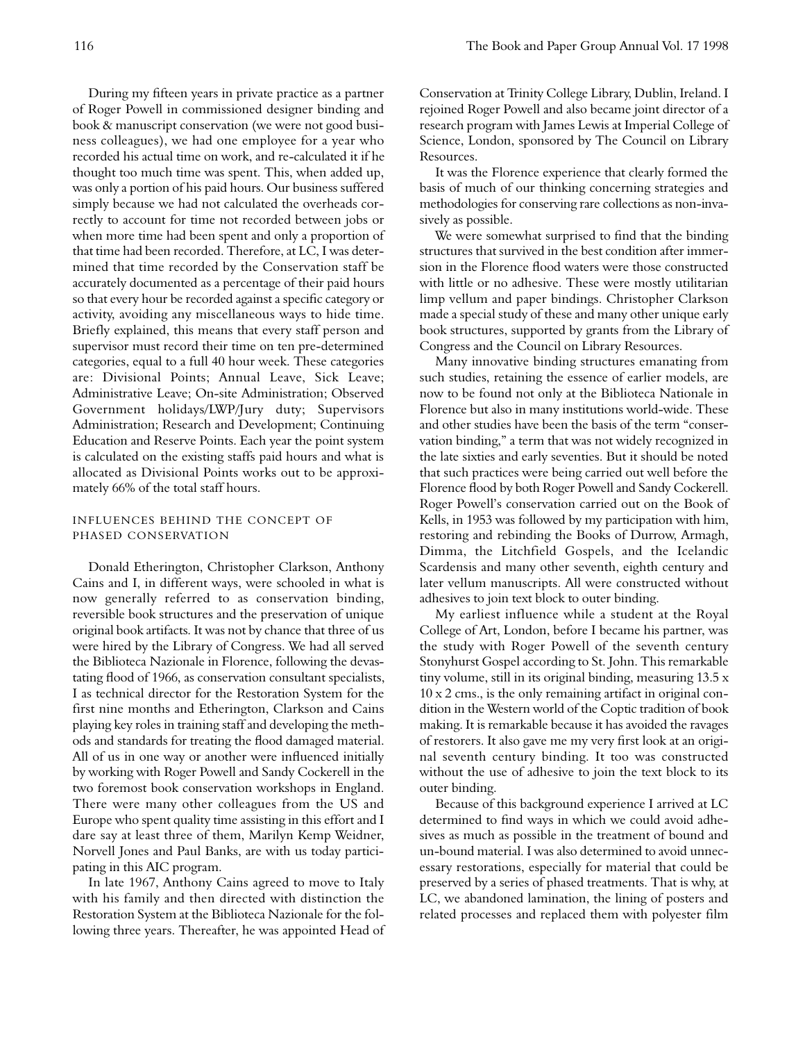During my fifteen years in private practice as a partner of Roger Powell in commissioned designer binding and book & manuscript conservation (we were not good business colleagues), we had one employee for a year who recorded his actual time on work, and re-calculated it if he thought too much time was spent. This, when added up, was only a portion of his paid hours. Our business suffered simply because we had not calculated the overheads correctly to account for time not recorded between jobs or when more time had been spent and only a proportion of that time had been recorded. Therefore, at LC, I was determined that time recorded by the Conservation staff be accurately documented as a percentage of their paid hours so that every hour be recorded against a specific category or activity, avoiding any miscellaneous ways to hide time. Briefly explained, this means that every staff person and supervisor must record their time on ten pre-determined categories, equal to a full 40 hour week. These categories are: Divisional Points; Annual Leave, Sick Leave; Administrative Leave; On-site Administration; Observed Government holidays/LWP/Jury duty; Supervisors Administration; Research and Development; Continuing Education and Reserve Points. Each year the point system is calculated on the existing staffs paid hours and what is allocated as Divisional Points works out to be approximately 66% of the total staff hours.

## INFLUENCES BEHIND THE CONCEPT OF PHASED CONSERVATION

Donald Etherington, Christopher Clarkson, Anthony Cains and I, in different ways, were schooled in what is now generally referred to as conservation binding, reversible book structures and the preservation of unique original book artifacts. It was not by chance that three of us were hired by the Library of Congress. We had all served the Biblioteca Nazionale in Florence, following the devastating flood of 1966, as conservation consultant specialists, I as technical director for the Restoration System for the first nine months and Etherington, Clarkson and Cains playing key roles in training staff and developing the methods and standards for treating the flood damaged material. All of us in one way or another were influenced initially by working with Roger Powell and Sandy Cockerell in the two foremost book conservation workshops in England. There were many other colleagues from the US and Europe who spent quality time assisting in this effort and I dare say at least three of them, Marilyn Kemp Weidner, Norvell Jones and Paul Banks, are with us today participating in this AIC program.

In late 1967, Anthony Cains agreed to move to Italy with his family and then directed with distinction the Restoration System at the Biblioteca Nazionale for the following three years. Thereafter, he was appointed Head of Conservation at Trinity College Library, Dublin, Ireland. I rejoined Roger Powell and also became joint director of a research program with James Lewis at Imperial College of Science, London, sponsored by The Council on Library Resources.

It was the Florence experience that clearly formed the basis of much of our thinking concerning strategies and methodologies for conserving rare collections as non-invasively as possible.

We were somewhat surprised to find that the binding structures that survived in the best condition after immersion in the Florence flood waters were those constructed with little or no adhesive. These were mostly utilitarian limp vellum and paper bindings. Christopher Clarkson made a special study of these and many other unique early book structures, supported by grants from the Library of Congress and the Council on Library Resources.

Many innovative binding structures emanating from such studies, retaining the essence of earlier models, are now to be found not only at the Biblioteca Nazionale in Florence but also in many institutions world-wide. These and other studies have been the basis of the term "conservation binding," a term that was not widely recognized in the late sixties and early seventies. But it should be noted that such practices were being carried out well before the Florence flood by both Roger Powell and Sandy Cockerell. Roger Powell's conservation carried out on the Book of Kells, in 1953 was followed by my participation with him, restoring and rebinding the Books of Durrow, Armagh, Dimma, the Litchfield Gospels, and the Icelandic Scardensis and many other seventh, eighth century and later vellum manuscripts. All were constructed without adhesives to join text block to outer binding.

My earliest influence while a student at the Royal College of Art, London, before I became his partner, was the study with Roger Powell of the seventh century Stonyhurst Gospel according to St. John. This remarkable tiny volume, still in its original binding, measuring 13.5 x 10 x 2 cms., is the only remaining artifact in original condition in the Western world of the Coptic tradition of book making. It is remarkable because it has avoided the ravages of restorers. It also gave me my very first look at an original seventh century binding. It too was constructed without the use of adhesive to join the text block to its outer binding.

Because of this background experience I arrived at LC determined to find ways in which we could avoid adhesives as much as possible in the treatment of bound and un-bound material. I was also determined to avoid unnecessary restorations, especially for material that could be preserved by a series of phased treatments. That is why, at LC, we abandoned lamination, the lining of posters and related processes and replaced them with polyester film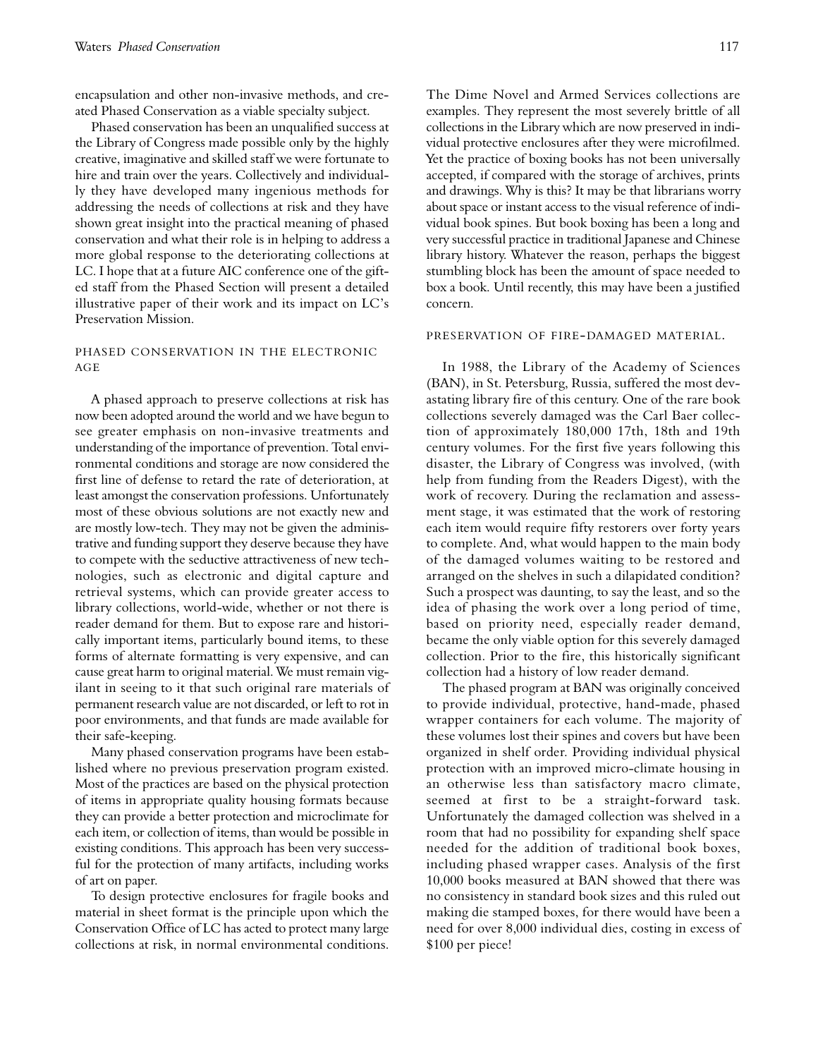encapsulation and other non-invasive methods, and created Phased Conservation as a viable specialty subject.

Phased conservation has been an unqualified success at the Library of Congress made possible only by the highly creative, imaginative and skilled staff we were fortunate to hire and train over the years. Collectively and individually they have developed many ingenious methods for addressing the needs of collections at risk and they have shown great insight into the practical meaning of phased conservation and what their role is in helping to address a more global response to the deteriorating collections at LC. I hope that at a future AIC conference one of the gifted staff from the Phased Section will present a detailed illustrative paper of their work and its impact on LC's Preservation Mission.

## PHASED CONSERVATION IN THE ELECTRONIC AGE

A phased approach to preserve collections at risk has now been adopted around the world and we have begun to see greater emphasis on non-invasive treatments and understanding of the importance of prevention. Total environmental conditions and storage are now considered the first line of defense to retard the rate of deterioration, at least amongst the conservation professions. Unfortunately most of these obvious solutions are not exactly new and are mostly low-tech. They may not be given the administrative and funding support they deserve because they have to compete with the seductive attractiveness of new technologies, such as electronic and digital capture and retrieval systems, which can provide greater access to library collections, world-wide, whether or not there is reader demand for them. But to expose rare and historically important items, particularly bound items, to these forms of alternate formatting is very expensive, and can cause great harm to original material. We must remain vigilant in seeing to it that such original rare materials of permanent research value are not discarded, or left to rot in poor environments, and that funds are made available for their safe-keeping.

Many phased conservation programs have been established where no previous preservation program existed. Most of the practices are based on the physical protection of items in appropriate quality housing formats because they can provide a better protection and microclimate for each item, or collection of items, than would be possible in existing conditions. This approach has been very successful for the protection of many artifacts, including works of art on paper.

To design protective enclosures for fragile books and material in sheet format is the principle upon which the Conservation Office of LC has acted to protect many large collections at risk, in normal environmental conditions. The Dime Novel and Armed Services collections are examples. They represent the most severely brittle of all collections in the Library which are now preserved in individual protective enclosures after they were microfilmed. Yet the practice of boxing books has not been universally accepted, if compared with the storage of archives, prints and drawings. Why is this? It may be that librarians worry about space or instant access to the visual reference of individual book spines. But book boxing has been a long and very successful practice in traditional Japanese and Chinese library history. Whatever the reason, perhaps the biggest stumbling block has been the amount of space needed to box a book. Until recently, this may have been a justified concern.

## PRESERVATION OF FIRE-DAMAGED MATERIAL.

In 1988, the Library of the Academy of Sciences (BAN), in St. Petersburg, Russia, suffered the most devastating library fire of this century. One of the rare book collections severely damaged was the Carl Baer collection of approximately 180,000 17th, 18th and 19th century volumes. For the first five years following this disaster, the Library of Congress was involved, (with help from funding from the Readers Digest), with the work of recovery. During the reclamation and assessment stage, it was estimated that the work of restoring each item would require fifty restorers over forty years to complete. And, what would happen to the main body of the damaged volumes waiting to be restored and arranged on the shelves in such a dilapidated condition? Such a prospect was daunting, to say the least, and so the idea of phasing the work over a long period of time, based on priority need, especially reader demand, became the only viable option for this severely damaged collection. Prior to the fire, this historically significant collection had a history of low reader demand.

The phased program at BAN was originally conceived to provide individual, protective, hand-made, phased wrapper containers for each volume. The majority of these volumes lost their spines and covers but have been organized in shelf order. Providing individual physical protection with an improved micro-climate housing in an otherwise less than satisfactory macro climate, seemed at first to be a straight-forward task. Unfortunately the damaged collection was shelved in a room that had no possibility for expanding shelf space needed for the addition of traditional book boxes, including phased wrapper cases. Analysis of the first 10,000 books measured at BAN showed that there was no consistency in standard book sizes and this ruled out making die stamped boxes, for there would have been a need for over 8,000 individual dies, costing in excess of $100 per piece!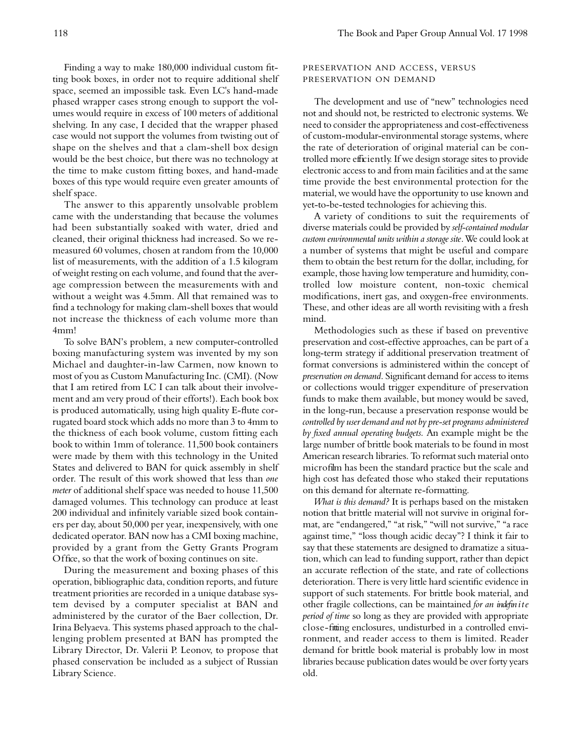Finding a way to make 180,000 individual custom fitting book boxes, in order not to require additional shelf space, seemed an impossible task. Even LC's hand-made phased wrapper cases strong enough to support the volumes would require in excess of 100 meters of additional shelving. In any case, I decided that the wrapper phased case would not support the volumes from twisting out of shape on the shelves and that a clam-shell box design would be the best choice, but there was no technology at the time to make custom fitting boxes, and hand-made boxes of this type would require even greater amounts of shelf space.

The answer to this apparently unsolvable problem came with the understanding that because the volumes had been substantially soaked with water, dried and cleaned, their original thickness had increased. So we remeasured 60 volumes, chosen at random from the 10,000 list of measurements, with the addition of a 1.5 kilogram of weight resting on each volume, and found that the average compression between the measurements with and without a weight was 4.5mm. All that remained was to find a technology for making clam-shell boxes that would not increase the thickness of each volume more than 4mm!

To solve BAN's problem, a new computer-controlled boxing manufacturing system was invented by my son Michael and daughter-in-law Carmen, now known to most of you as Custom Manufacturing Inc. (CMI). (Now that I am retired from LC I can talk about their involvement and am very proud of their efforts!). Each book box is produced automatically, using high quality E-flute corrugated board stock which adds no more than 3 to 4mm to the thickness of each book volume, custom fitting each book to within 1mm of tolerance. 11,500 book containers were made by them with this technology in the United States and delivered to BAN for quick assembly in shelf order. The result of this work showed that less than *one meter* of additional shelf space was needed to house 11,500 damaged volumes. This technology can produce at least 200 individual and infinitely variable sized book containers per day, about 50,000 per year, inexpensively, with one dedicated operator. BAN now has a CMI boxing machine, provided by a grant from the Getty Grants Program Office, so that the work of boxing continues on site.

During the measurement and boxing phases of this operation, bibliographic data, condition reports, and future treatment priorities are recorded in a unique database system devised by a computer specialist at BAN and administered by the curator of the Baer collection, Dr. Irina Belyaeva. This systems phased approach to the challenging problem presented at BAN has prompted the Library Director, Dr. Valerii P. Leonov, to propose that phased conservation be included as a subject of Russian Library Science.

## Preservation and Access, Versus Preservation on Demand

The development and use of "new" technologies need not and should not, be restricted to electronic systems. We need to consider the appropriateness and cost-effectiveness of custom-modular-environmental storage systems, where the rate of deterioration of original material can be controlled more efficiently. If we design storage sites to provide electronic access to and from main facilities and at the same time provide the best environmental protection for the material, we would have the opportunity to use known and yet-to-be-tested technologies for achieving this.

A variety of conditions to suit the requirements of diverse materials could be provided by *self-contained modular custom environmental units within a storage site*. We could look at a number of systems that might be useful and compare them to obtain the best return for the dollar, including, for example, those having low temperature and humidity, controlled low moisture content, non-toxic chemical modifications, inert gas, and oxygen-free environments. These, and other ideas are all worth revisiting with a fresh mind.

Methodologies such as these if based on preventive preservation and cost-effective approaches, can be part of a long-term strategy if additional preservation treatment of format conversions is administered within the concept of *preservation on demand*. Significant demand for access to items or collections would trigger expenditure of preservation funds to make them available, but money would be saved, in the long-run, because a preservation response would be *controlled by user demand and not by pre-set programs administered by fixed annual operating budgets*. An example might be the large number of brittle book materials to be found in most American research libraries. To reformat such material onto microfilm has been the standard practice but the scale and high cost has defeated those who staked their reputations on this demand for alternate re-formatting.

*What is this demand?* It is perhaps based on the mistaken notion that brittle material will not survive in original format, are "endangered," "at risk," "will not survive," "a race against time," "loss though acidic decay"? I think it fair to say that these statements are designed to dramatize a situation, which can lead to funding support, rather than depict an accurate reflection of the state, and rate of collections deterioration. There is very little hard scientific evidence in support of such statements. For brittle book material, and other fragile collections, can be maintained *for an indefinite period of time* so long as they are provided with appropriate close-fitting enclosures, undisturbed in a controlled environment, and reader access to them is limited. Reader demand for brittle book material is probably low in most libraries because publication dates would be over forty years old.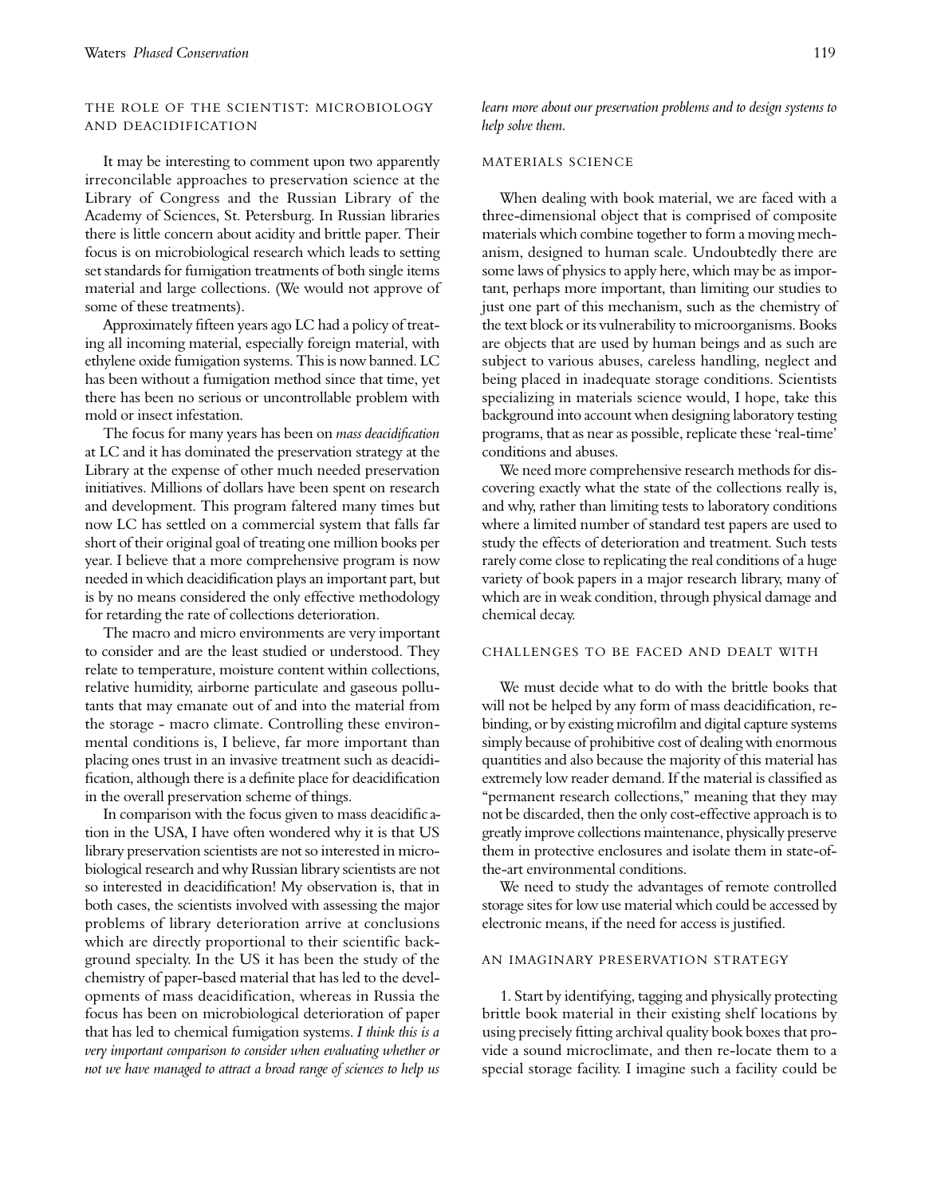## THE ROLE OF THE SCIENTIST: MICROBIOLOGY AND DEACIDIFICATION

It may be interesting to comment upon two apparently irreconcilable approaches to preservation science at the Library of Congress and the Russian Library of the Academy of Sciences, St. Petersburg. In Russian libraries there is little concern about acidity and brittle paper. Their focus is on microbiological research which leads to setting set standards for fumigation treatments of both single items material and large collections. (We would not approve of some of these treatments).

Approximately fifteen years ago LC had a policy of treating all incoming material, especially foreign material, with ethylene oxide fumigation systems. This is now banned. LC has been without a fumigation method since that time, yet there has been no serious or uncontrollable problem with mold or insect infestation.

The focus for many years has been on *mass deacidification* at LC and it has dominated the preservation strategy at the Library at the expense of other much needed preservation initiatives. Millions of dollars have been spent on research and development. This program faltered many times but now LC has settled on a commercial system that falls far short of their original goal of treating one million books per year. I believe that a more comprehensive program is now needed in which deacidification plays an important part, but is by no means considered the only effective methodology for retarding the rate of collections deterioration.

The macro and micro environments are very important to consider and are the least studied or understood. They relate to temperature, moisture content within collections, relative humidity, airborne particulate and gaseous pollutants that may emanate out of and into the material from the storage - macro climate. Controlling these environmental conditions is, I believe, far more important than placing ones trust in an invasive treatment such as deacidification, although there is a definite place for deacidification in the overall preservation scheme of things.

In comparison with the focus given to mass deacidification in the USA, I have often wondered why it is that US library preservation scientists are not so interested in microbiological research and why Russian library scientists are not so interested in deacidification! My observation is, that in both cases, the scientists involved with assessing the major problems of library deterioration arrive at conclusions which are directly proportional to their scientific background specialty. In the US it has been the study of the chemistry of paper-based material that has led to the developments of mass deacidification, whereas in Russia the focus has been on microbiological deterioration of paper that has led to chemical fumigation systems. *I think this is a very important comparison to consider when evaluating whether or not we have managed to attract a broad range of sciences to help us learn more about our preservation problems and to design systems to help solve them.*

## MATERIALS SCIENCE

When dealing with book material, we are faced with a three-dimensional object that is comprised of composite materials which combine together to form a moving mechanism, designed to human scale. Undoubtedly there are some laws of physics to apply here, which may be as important, perhaps more important, than limiting our studies to just one part of this mechanism, such as the chemistry of the text block or its vulnerability to microorganisms. Books are objects that are used by human beings and as such are subject to various abuses, careless handling, neglect and being placed in inadequate storage conditions. Scientists specializing in materials science would, I hope, take this background into account when designing laboratory testing programs, that as near as possible, replicate these 'real-time' conditions and abuses.

We need more comprehensive research methods for discovering exactly what the state of the collections really is, and why, rather than limiting tests to laboratory conditions where a limited number of standard test papers are used to study the effects of deterioration and treatment. Such tests rarely come close to replicating the real conditions of a huge variety of book papers in a major research library, many of which are in weak condition, through physical damage and chemical decay.

## CHALLENGES TO BE FACED AND DEALT WITH

We must decide what to do with the brittle books that will not be helped by any form of mass deacidification, rebinding, or by existing microfilm and digital capture systems simply because of prohibitive cost of dealing with enormous quantities and also because the majority of this material has extremely low reader demand. If the material is classified as "permanent research collections," meaning that they may not be discarded, then the only cost-effective approach is to greatly improve collections maintenance, physically preserve them in protective enclosures and isolate them in state-of-the-art environmental conditions.

We need to study the advantages of remote controlled storage sites for low use material which could be accessed by electronic means, if the need for access is justified.

## AN IMAGINARY PRESERVATION STRATEGY

1. Start by identifying, tagging and physically protecting brittle book material in their existing shelf locations by using precisely fitting archival quality book boxes that provide a sound microclimate, and then re-locate them to a special storage facility. I imagine such a facility could be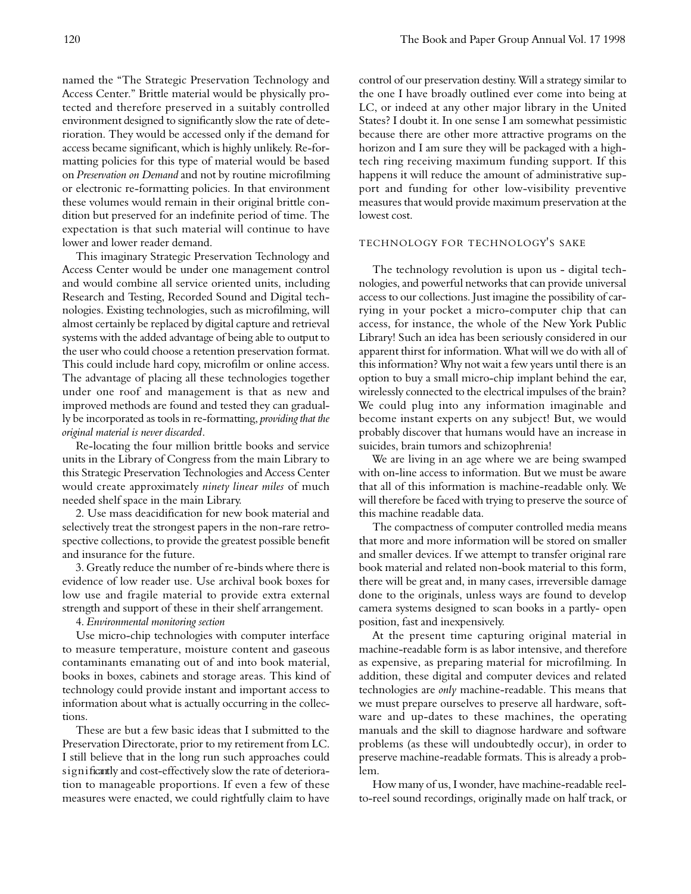named the "The Strategic Preservation Technology and Access Center." Brittle material would be physically protected and therefore preserved in a suitably controlled environment designed to significantly slow the rate of deterioration. They would be accessed only if the demand for access became significant, which is highly unlikely. Re-formatting policies for this type of material would be based on *Preservation on Demand* and not by routine microfilming or electronic re-formatting policies. In that environment these volumes would remain in their original brittle condition but preserved for an indefinite period of time. The expectation is that such material will continue to have lower and lower reader demand.

This imaginary Strategic Preservation Technology and Access Center would be under one management control and would combine all service oriented units, including Research and Testing, Recorded Sound and Digital technologies. Existing technologies, such as microfilming, will almost certainly be replaced by digital capture and retrieval systems with the added advantage of being able to output to the user who could choose a retention preservation format. This could include hard copy, microfilm or online access. The advantage of placing all these technologies together under one roof and management is that as new and improved methods are found and tested they can gradually be incorporated as tools in re-formatting, *providing that the original material is never discarded*.

Re-locating the four million brittle books and service units in the Library of Congress from the main Library to this Strategic Preservation Technologies and Access Center would create approximately *ninety linear miles* of much needed shelf space in the main Library.

2. Use mass deacidification for new book material and selectively treat the strongest papers in the non-rare retrospective collections, to provide the greatest possible benefit and insurance for the future.

3. Greatly reduce the number of re-binds where there is evidence of low reader use. Use archival book boxes for low use and fragile material to provide extra external strength and support of these in their shelf arrangement.

4. *Environmental monitoring section*

Use micro-chip technologies with computer interface to measure temperature, moisture content and gaseous contaminants emanating out of and into book material, books in boxes, cabinets and storage areas. This kind of technology could provide instant and important access to information about what is actually occurring in the collections.

These are but a few basic ideas that I submitted to the Preservation Directorate, prior to my retirement from LC. I still believe that in the long run such approaches could significantly and cost-effectively slow the rate of deterioration to manageable proportions. If even a few of these measures were enacted, we could rightfully claim to have control of our preservation destiny. Will a strategy similar to the one I have broadly outlined ever come into being at LC, or indeed at any other major library in the United States? I doubt it. In one sense I am somewhat pessimistic because there are other more attractive programs on the horizon and I am sure they will be packaged with a high-tech ring receiving maximum funding support. If this happens it will reduce the amount of administrative support and funding for other low-visibility preventive measures that would provide maximum preservation at the lowest cost.

## TECHNOLOGY FOR TECHNOLOGY'S SAKE

The technology revolution is upon us - digital technologies, and powerful networks that can provide universal access to our collections. Just imagine the possibility of carrying in your pocket a micro-computer chip that can access, for instance, the whole of the New York Public Library! Such an idea has been seriously considered in our apparent thirst for information. What will we do with all of this information? Why not wait a few years until there is an option to buy a small micro-chip implant behind the ear, wirelessly connected to the electrical impulses of the brain? We could plug into any information imaginable and become instant experts on any subject! But, we would probably discover that humans would have an increase in suicides, brain tumors and schizophrenia!

We are living in an age where we are being swamped with on-line access to information. But we must be aware that all of this information is machine-readable only. We will therefore be faced with trying to preserve the source of this machine readable data.

The compactness of computer controlled media means that more and more information will be stored on smaller and smaller devices. If we attempt to transfer original rare book material and related non-book material to this form, there will be great and, in many cases, irreversible damage done to the originals, unless ways are found to develop camera systems designed to scan books in a partly- open position, fast and inexpensively.

At the present time capturing original material in machine-readable form is as labor intensive, and therefore as expensive, as preparing material for microfilming. In addition, these digital and computer devices and related technologies are *only* machine-readable. This means that we must prepare ourselves to preserve all hardware, software and up-dates to these machines, the operating manuals and the skill to diagnose hardware and software problems (as these will undoubtedly occur), in order to preserve machine-readable formats. This is already a problem.

How many of us, I wonder, have machine-readable reel-to-reel sound recordings, originally made on half track, or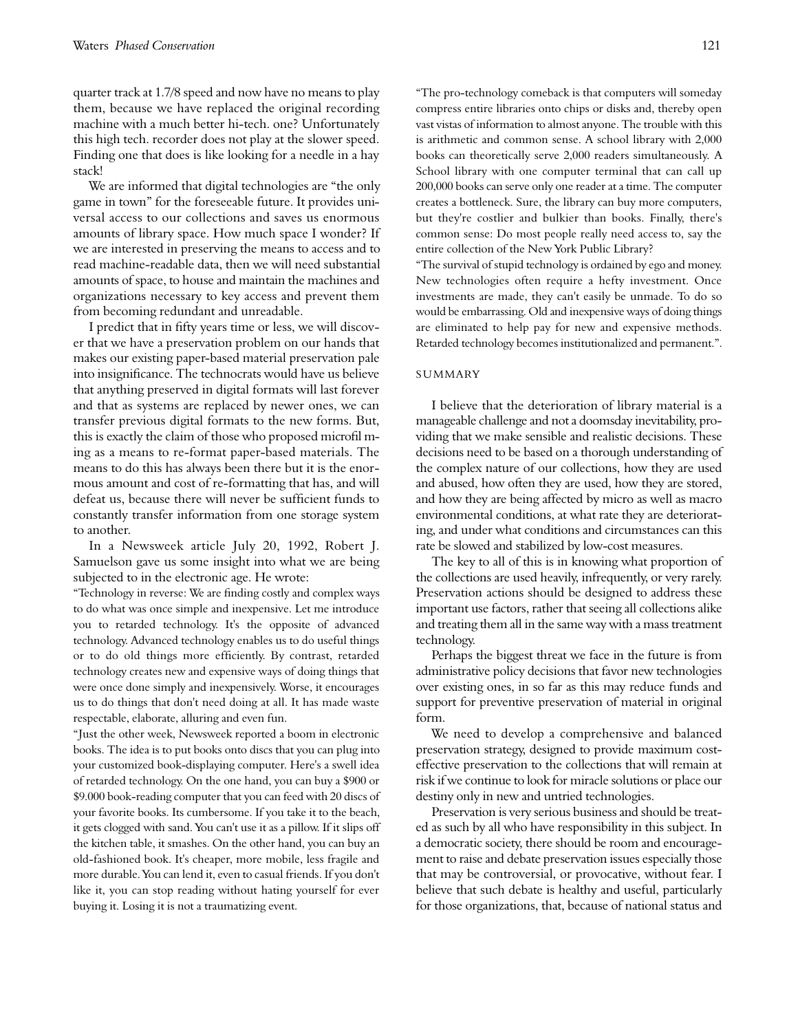quarter track at 1.7/8 speed and now have no means to play them, because we have replaced the original recording machine with a much better hi-tech. one? Unfortunately this high tech. recorder does not play at the slower speed. Finding one that does is like looking for a needle in a hay stack!

We are informed that digital technologies are "the only game in town" for the foreseeable future. It provides universal access to our collections and saves us enormous amounts of library space. How much space I wonder? If we are interested in preserving the means to access and to read machine-readable data, then we will need substantial amounts of space, to house and maintain the machines and organizations necessary to key access and prevent them from becoming redundant and unreadable.

I predict that in fifty years time or less, we will discover that we have a preservation problem on our hands that makes our existing paper-based material preservation pale into insignificance. The technocrats would have us believe that anything preserved in digital formats will last forever and that as systems are replaced by newer ones, we can transfer previous digital formats to the new forms. But, this is exactly the claim of those who proposed microfilming as a means to re-format paper-based materials. The means to do this has always been there but it is the enormous amount and cost of re-formatting that has, and will defeat us, because there will never be sufficient funds to constantly transfer information from one storage system to another.

In a Newsweek article July 20, 1992, Robert J. Samuelson gave us some insight into what we are being subjected to in the electronic age. He wrote:

"Technology in reverse: We are finding costly and complex ways to do what was once simple and inexpensive. Let me introduce you to retarded technology. It's the opposite of advanced technology. Advanced technology enables us to do useful things or to do old things more efficiently. By contrast, retarded technology creates new and expensive ways of doing things that were once done simply and inexpensively. Worse, it encourages us to do things that don't need doing at all. It has made waste respectable, elaborate, alluring and even fun.

"Just the other week, Newsweek reported a boom in electronic books. The idea is to put books onto discs that you can plug into your customized book-displaying computer. Here's a swell idea of retarded technology. On the one hand, you can buy a $900 or $9.000 book-reading computer that you can feed with 20 discs of your favorite books. Its cumbersome. If you take it to the beach, it gets clogged with sand. You can't use it as a pillow. If it slips off the kitchen table, it smashes. On the other hand, you can buy an old-fashioned book. It's cheaper, more mobile, less fragile and more durable. You can lend it, even to casual friends. If you don't like it, you can stop reading without hating yourself for ever buying it. Losing it is not a traumatizing event.

"The pro-technology comeback is that computers will someday compress entire libraries onto chips or disks and, thereby open vast vistas of information to almost anyone. The trouble with this is arithmetic and common sense. A school library with 2,000 books can theoretically serve 2,000 readers simultaneously. A School library with one computer terminal that can call up 200,000 books can serve only one reader at a time. The computer creates a bottleneck. Sure, the library can buy more computers, but they're costlier and bulkier than books. Finally, there's common sense: Do most people really need access to, say the entire collection of the New York Public Library?

"The survival of stupid technology is ordained by ego and money. New technologies often require a hefty investment. Once investments are made, they can't easily be unmade. To do so would be embarrassing. Old and inexpensive ways of doing things are eliminated to help pay for new and expensive methods. Retarded technology becomes institutionalized and permanent.".

## SUMMARY

I believe that the deterioration of library material is a manageable challenge and not a doomsday inevitability, providing that we make sensible and realistic decisions. These decisions need to be based on a thorough understanding of the complex nature of our collections, how they are used and abused, how often they are used, how they are stored, and how they are being affected by micro as well as macro environmental conditions, at what rate they are deteriorating, and under what conditions and circumstances can this rate be slowed and stabilized by low-cost measures.

The key to all of this is in knowing what proportion of the collections are used heavily, infrequently, or very rarely. Preservation actions should be designed to address these important use factors, rather that seeing all collections alike and treating them all in the same way with a mass treatment technology.

Perhaps the biggest threat we face in the future is from administrative policy decisions that favor new technologies over existing ones, in so far as this may reduce funds and support for preventive preservation of material in original form.

We need to develop a comprehensive and balanced preservation strategy, designed to provide maximum cost-effective preservation to the collections that will remain at risk if we continue to look for miracle solutions or place our destiny only in new and untried technologies.

Preservation is very serious business and should be treated as such by all who have responsibility in this subject. In a democratic society, there should be room and encouragement to raise and debate preservation issues especially those that may be controversial, or provocative, without fear. I believe that such debate is healthy and useful, particularly for those organizations, that, because of national status and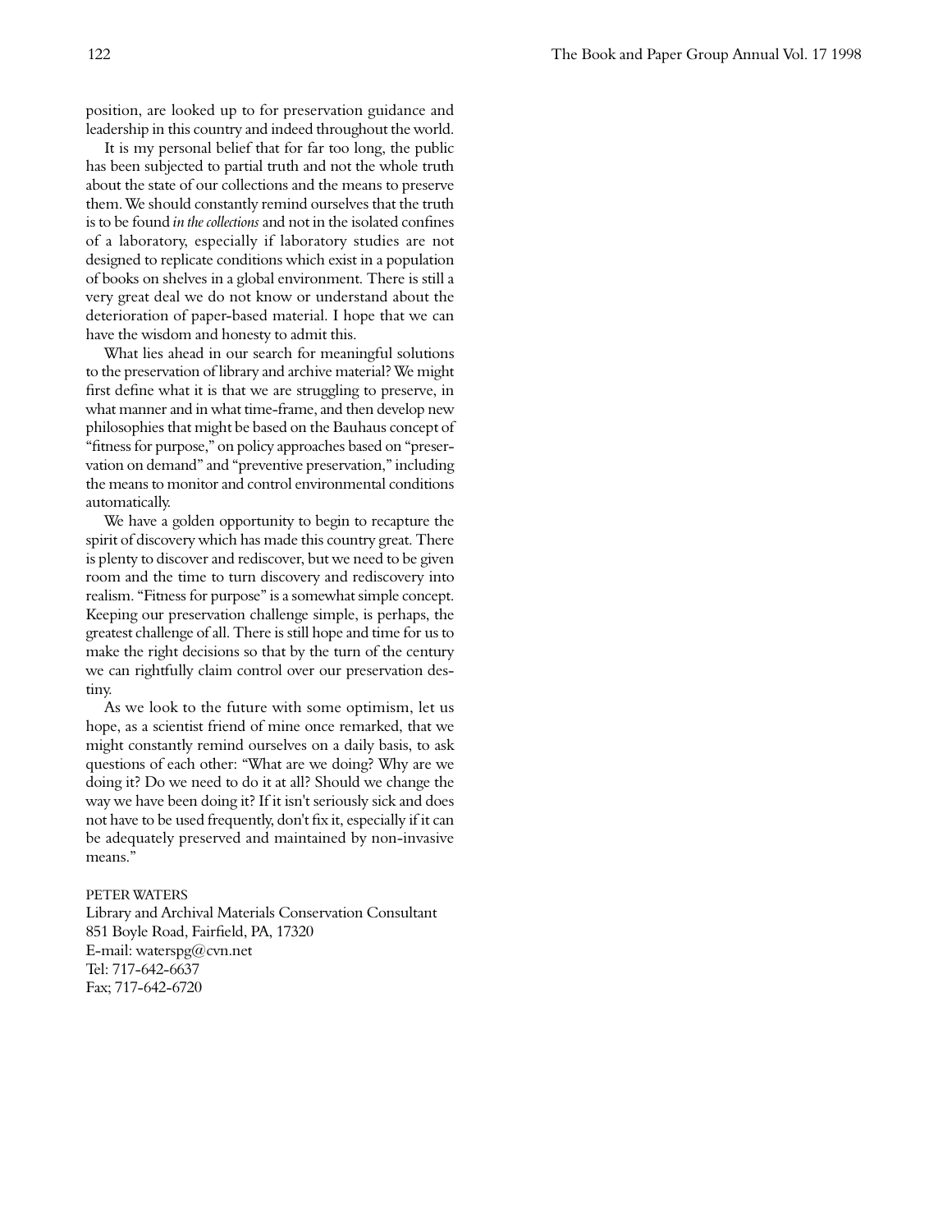position, are looked up to for preservation guidance and leadership in this country and indeed throughout the world.

It is my personal belief that for far too long, the public has been subjected to partial truth and not the whole truth about the state of our collections and the means to preserve them. We should constantly remind ourselves that the truth is to be found *in the collections* and not in the isolated confines of a laboratory, especially if laboratory studies are not designed to replicate conditions which exist in a population of books on shelves in a global environment. There is still a very great deal we do not know or understand about the deterioration of paper-based material. I hope that we can have the wisdom and honesty to admit this.

What lies ahead in our search for meaningful solutions to the preservation of library and archive material? We might first define what it is that we are struggling to preserve, in what manner and in what time-frame, and then develop new philosophies that might be based on the Bauhaus concept of "fitness for purpose," on policy approaches based on "preservation on demand" and "preventive preservation," including the means to monitor and control environmental conditions automatically.

We have a golden opportunity to begin to recapture the spirit of discovery which has made this country great. There is plenty to discover and rediscover, but we need to be given room and the time to turn discovery and rediscovery into realism. "Fitness for purpose" is a somewhat simple concept. Keeping our preservation challenge simple, is perhaps, the greatest challenge of all. There is still hope and time for us to make the right decisions so that by the turn of the century we can rightfully claim control over our preservation destiny.

As we look to the future with some optimism, let us hope, as a scientist friend of mine once remarked, that we might constantly remind ourselves on a daily basis, to ask questions of each other: "What are we doing? Why are we doing it? Do we need to do it at all? Should we change the way we have been doing it? If it isn't seriously sick and does not have to be used frequently, don't fix it, especially if it can be adequately preserved and maintained by non-invasive means."

PETER WATERS
Library and Archival Materials Conservation Consultant
851 Boyle Road, Fairfield, PA, 17320
E-mail: waterspg@cvn.net
Tel: 717-642-6637
Fax; 717-642-6720